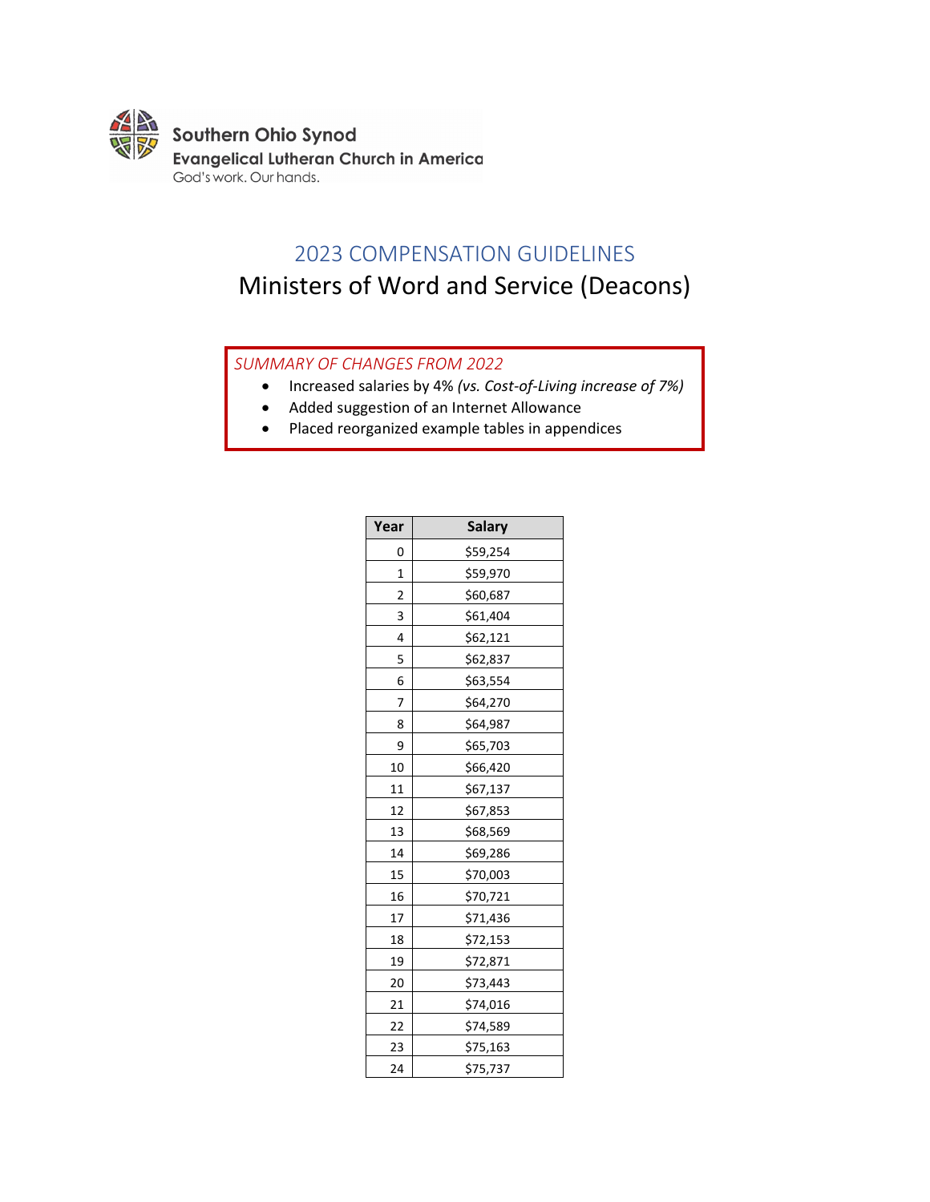Southern Ohio Synod
Evangelical Lutheran Church in America
God's work. Our hands.

# 2023 COMPENSATION GUIDELINES

## Ministers of Word and Service (Deacons)

*SUMMARY OF CHANGES FROM 2022*

- Increased salaries by 4% *(vs. Cost-of-Living increase of 7%)*
- Added suggestion of an Internet Allowance
- Placed reorganized example tables in appendices

| Year | Salary |
|---|---|
| 0 | $59,254 |
| 1 | $59,970 |
| 2 | $60,687 |
| 3 | $61,404 |
| 4 | $62,121 |
| 5 | $62,837 |
| 6 | $63,554 |
| 7 | $64,270 |
| 8 | $64,987 |
| 9 | $65,703 |
| 10 | $66,420 |
| 11 | $67,137 |
| 12 | $67,853 |
| 13 | $68,569 |
| 14 | $69,286 |
| 15 | $70,003 |
| 16 | $70,721 |
| 17 | $71,436 |
| 18 | $72,153 |
| 19 | $72,871 |
| 20 | $73,443 |
| 21 | $74,016 |
| 22 | $74,589 |
| 23 | $75,163 |
| 24 | $75,737 |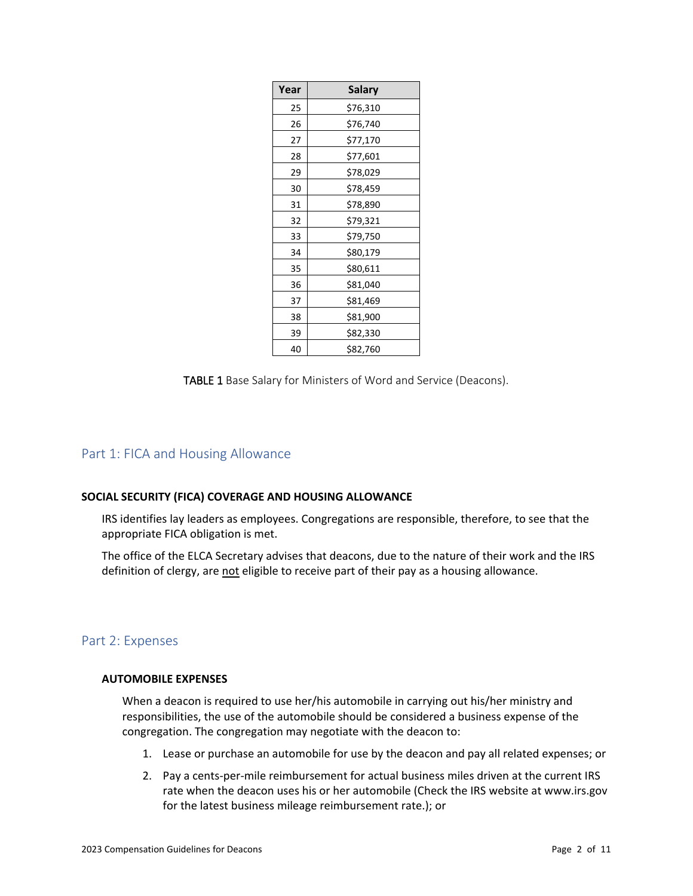| Year | Salary |
|---|---|
| 25 | $76,310 |
| 26 | $76,740 |
| 27 | $77,170 |
| 28 | $77,601 |
| 29 | $78,029 |
| 30 | $78,459 |
| 31 | $78,890 |
| 32 | $79,321 |
| 33 | $79,750 |
| 34 | $80,179 |
| 35 | $80,611 |
| 36 | $81,040 |
| 37 | $81,469 |
| 38 | $81,900 |
| 39 | $82,330 |
| 40 | $82,760 |

**TABLE 1** Base Salary for Ministers of Word and Service (Deacons).

## Part 1: FICA and Housing Allowance

### SOCIAL SECURITY (FICA) COVERAGE AND HOUSING ALLOWANCE

IRS identifies lay leaders as employees. Congregations are responsible, therefore, to see that the appropriate FICA obligation is met.

The office of the ELCA Secretary advises that deacons, due to the nature of their work and the IRS definition of clergy, are not eligible to receive part of their pay as a housing allowance.

## Part 2: Expenses

### AUTOMOBILE EXPENSES

When a deacon is required to use her/his automobile in carrying out his/her ministry and responsibilities, the use of the automobile should be considered a business expense of the congregation. The congregation may negotiate with the deacon to:

1. Lease or purchase an automobile for use by the deacon and pay all related expenses; or
2. Pay a cents-per-mile reimbursement for actual business miles driven at the current IRS rate when the deacon uses his or her automobile (Check the IRS website at www.irs.gov for the latest business mileage reimbursement rate.); or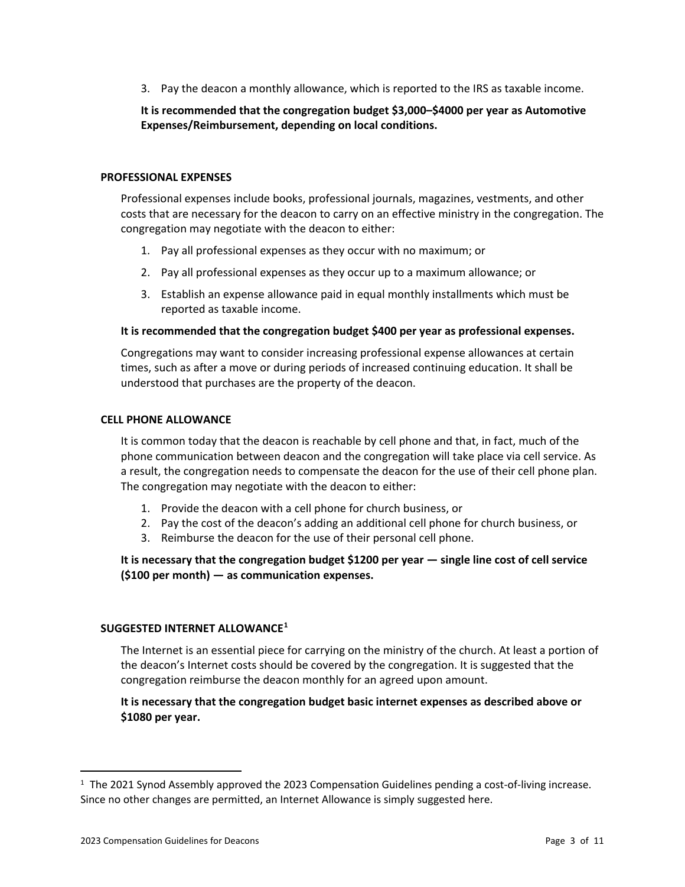3. Pay the deacon a monthly allowance, which is reported to the IRS as taxable income.

**It is recommended that the congregation budget $3,000–$4000 per year as Automotive Expenses/Reimbursement, depending on local conditions.**

### PROFESSIONAL EXPENSES

Professional expenses include books, professional journals, magazines, vestments, and other costs that are necessary for the deacon to carry on an effective ministry in the congregation. The congregation may negotiate with the deacon to either:

1. Pay all professional expenses as they occur with no maximum; or
2. Pay all professional expenses as they occur up to a maximum allowance; or
3. Establish an expense allowance paid in equal monthly installments which must be reported as taxable income.

**It is recommended that the congregation budget $400 per year as professional expenses.**

Congregations may want to consider increasing professional expense allowances at certain times, such as after a move or during periods of increased continuing education. It shall be understood that purchases are the property of the deacon.

### CELL PHONE ALLOWANCE

It is common today that the deacon is reachable by cell phone and that, in fact, much of the phone communication between deacon and the congregation will take place via cell service. As a result, the congregation needs to compensate the deacon for the use of their cell phone plan. The congregation may negotiate with the deacon to either:

1. Provide the deacon with a cell phone for church business, or
2. Pay the cost of the deacon's adding an additional cell phone for church business, or
3. Reimburse the deacon for the use of their personal cell phone.

**It is necessary that the congregation budget $1200 per year — single line cost of cell service ($100 per month) — as communication expenses.**

### SUGGESTED INTERNET ALLOWANCE[1]

The Internet is an essential piece for carrying on the ministry of the church. At least a portion of the deacon's Internet costs should be covered by the congregation. It is suggested that the congregation reimburse the deacon monthly for an agreed upon amount.

**It is necessary that the congregation budget basic internet expenses as described above or $1080 per year.**

---

[1] The 2021 Synod Assembly approved the 2023 Compensation Guidelines pending a cost-of-living increase. Since no other changes are permitted, an Internet Allowance is simply suggested here.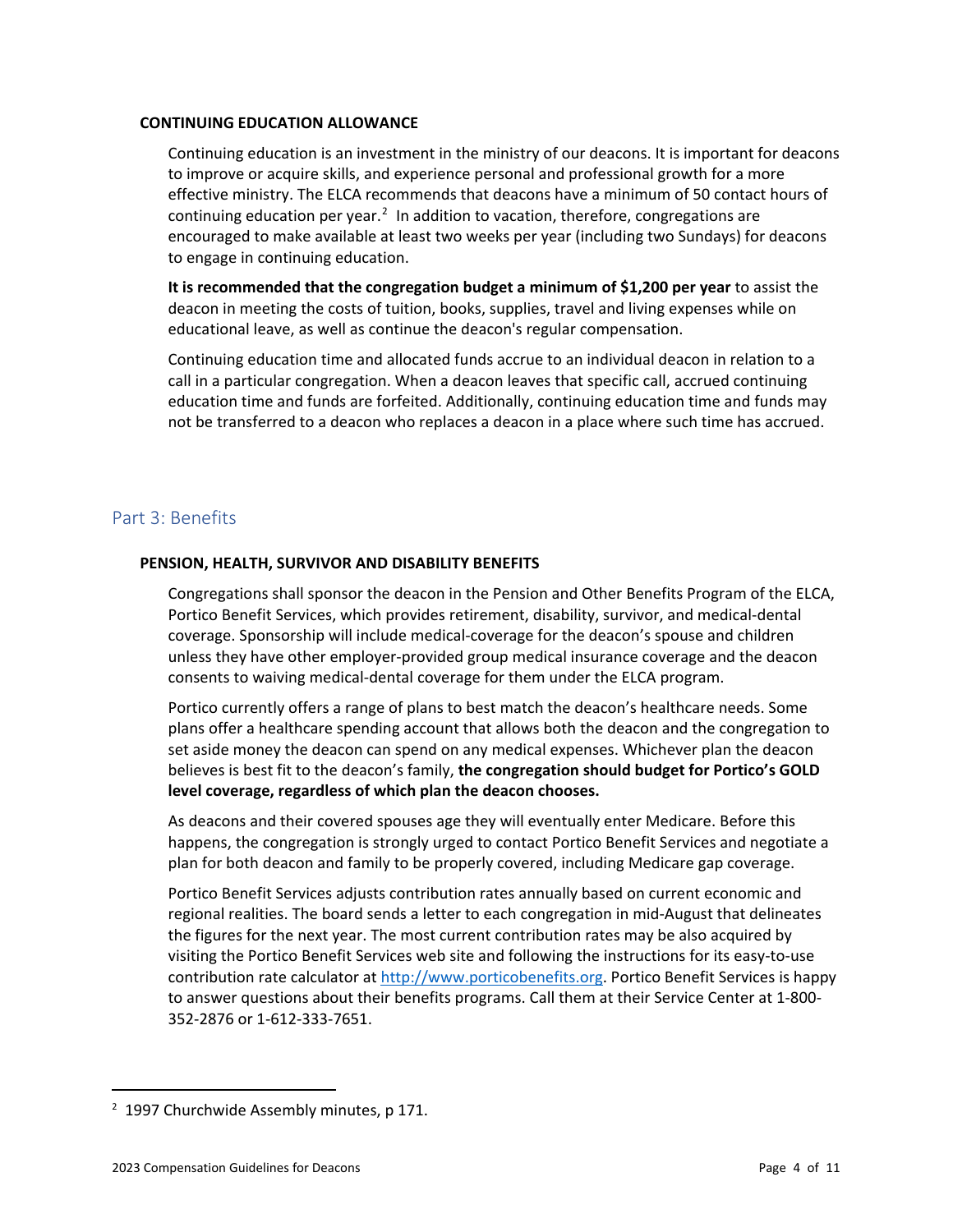### CONTINUING EDUCATION ALLOWANCE

Continuing education is an investment in the ministry of our deacons. It is important for deacons to improve or acquire skills, and experience personal and professional growth for a more effective ministry. The ELCA recommends that deacons have a minimum of 50 contact hours of continuing education per year.[2] In addition to vacation, therefore, congregations are encouraged to make available at least two weeks per year (including two Sundays) for deacons to engage in continuing education.

**It is recommended that the congregation budget a minimum of $1,200 per year** to assist the deacon in meeting the costs of tuition, books, supplies, travel and living expenses while on educational leave, as well as continue the deacon's regular compensation.

Continuing education time and allocated funds accrue to an individual deacon in relation to a call in a particular congregation. When a deacon leaves that specific call, accrued continuing education time and funds are forfeited. Additionally, continuing education time and funds may not be transferred to a deacon who replaces a deacon in a place where such time has accrued.

## Part 3: Benefits

### PENSION, HEALTH, SURVIVOR AND DISABILITY BENEFITS

Congregations shall sponsor the deacon in the Pension and Other Benefits Program of the ELCA, Portico Benefit Services, which provides retirement, disability, survivor, and medical-dental coverage. Sponsorship will include medical-coverage for the deacon's spouse and children unless they have other employer-provided group medical insurance coverage and the deacon consents to waiving medical-dental coverage for them under the ELCA program.

Portico currently offers a range of plans to best match the deacon's healthcare needs. Some plans offer a healthcare spending account that allows both the deacon and the congregation to set aside money the deacon can spend on any medical expenses. Whichever plan the deacon believes is best fit to the deacon's family, **the congregation should budget for Portico's GOLD level coverage, regardless of which plan the deacon chooses.**

As deacons and their covered spouses age they will eventually enter Medicare. Before this happens, the congregation is strongly urged to contact Portico Benefit Services and negotiate a plan for both deacon and family to be properly covered, including Medicare gap coverage.

Portico Benefit Services adjusts contribution rates annually based on current economic and regional realities. The board sends a letter to each congregation in mid-August that delineates the figures for the next year. The most current contribution rates may be also acquired by visiting the Portico Benefit Services web site and following the instructions for its easy-to-use contribution rate calculator at http://www.porticobenefits.org. Portico Benefit Services is happy to answer questions about their benefits programs. Call them at their Service Center at 1-800-352-2876 or 1-612-333-7651.

---

[2] 1997 Churchwide Assembly minutes, p 171.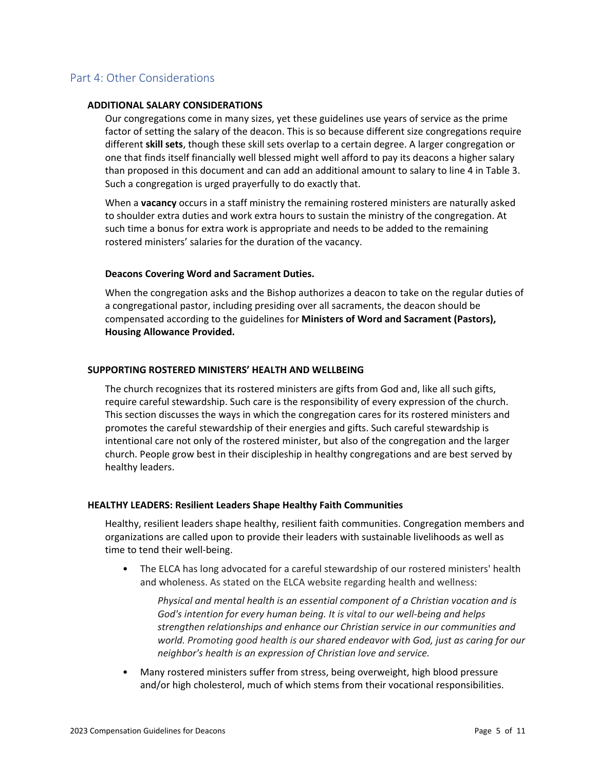## Part 4: Other Considerations

### ADDITIONAL SALARY CONSIDERATIONS

Our congregations come in many sizes, yet these guidelines use years of service as the prime factor of setting the salary of the deacon. This is so because different size congregations require different **skill sets**, though these skill sets overlap to a certain degree. A larger congregation or one that finds itself financially well blessed might well afford to pay its deacons a higher salary than proposed in this document and can add an additional amount to salary to line 4 in Table 3. Such a congregation is urged prayerfully to do exactly that.

When a **vacancy** occurs in a staff ministry the remaining rostered ministers are naturally asked to shoulder extra duties and work extra hours to sustain the ministry of the congregation. At such time a bonus for extra work is appropriate and needs to be added to the remaining rostered ministers' salaries for the duration of the vacancy.

#### Deacons Covering Word and Sacrament Duties.

When the congregation asks and the Bishop authorizes a deacon to take on the regular duties of a congregational pastor, including presiding over all sacraments, the deacon should be compensated according to the guidelines for **Ministers of Word and Sacrament (Pastors), Housing Allowance Provided.**

### SUPPORTING ROSTERED MINISTERS' HEALTH AND WELLBEING

The church recognizes that its rostered ministers are gifts from God and, like all such gifts, require careful stewardship. Such care is the responsibility of every expression of the church. This section discusses the ways in which the congregation cares for its rostered ministers and promotes the careful stewardship of their energies and gifts. Such careful stewardship is intentional care not only of the rostered minister, but also of the congregation and the larger church. People grow best in their discipleship in healthy congregations and are best served by healthy leaders.

### HEALTHY LEADERS: Resilient Leaders Shape Healthy Faith Communities

Healthy, resilient leaders shape healthy, resilient faith communities. Congregation members and organizations are called upon to provide their leaders with sustainable livelihoods as well as time to tend their well-being.

- The ELCA has long advocated for a careful stewardship of our rostered ministers' health and wholeness. As stated on the ELCA website regarding health and wellness:

  *Physical and mental health is an essential component of a Christian vocation and is God's intention for every human being. It is vital to our well-being and helps strengthen relationships and enhance our Christian service in our communities and world. Promoting good health is our shared endeavor with God, just as caring for our neighbor's health is an expression of Christian love and service.*

- Many rostered ministers suffer from stress, being overweight, high blood pressure and/or high cholesterol, much of which stems from their vocational responsibilities.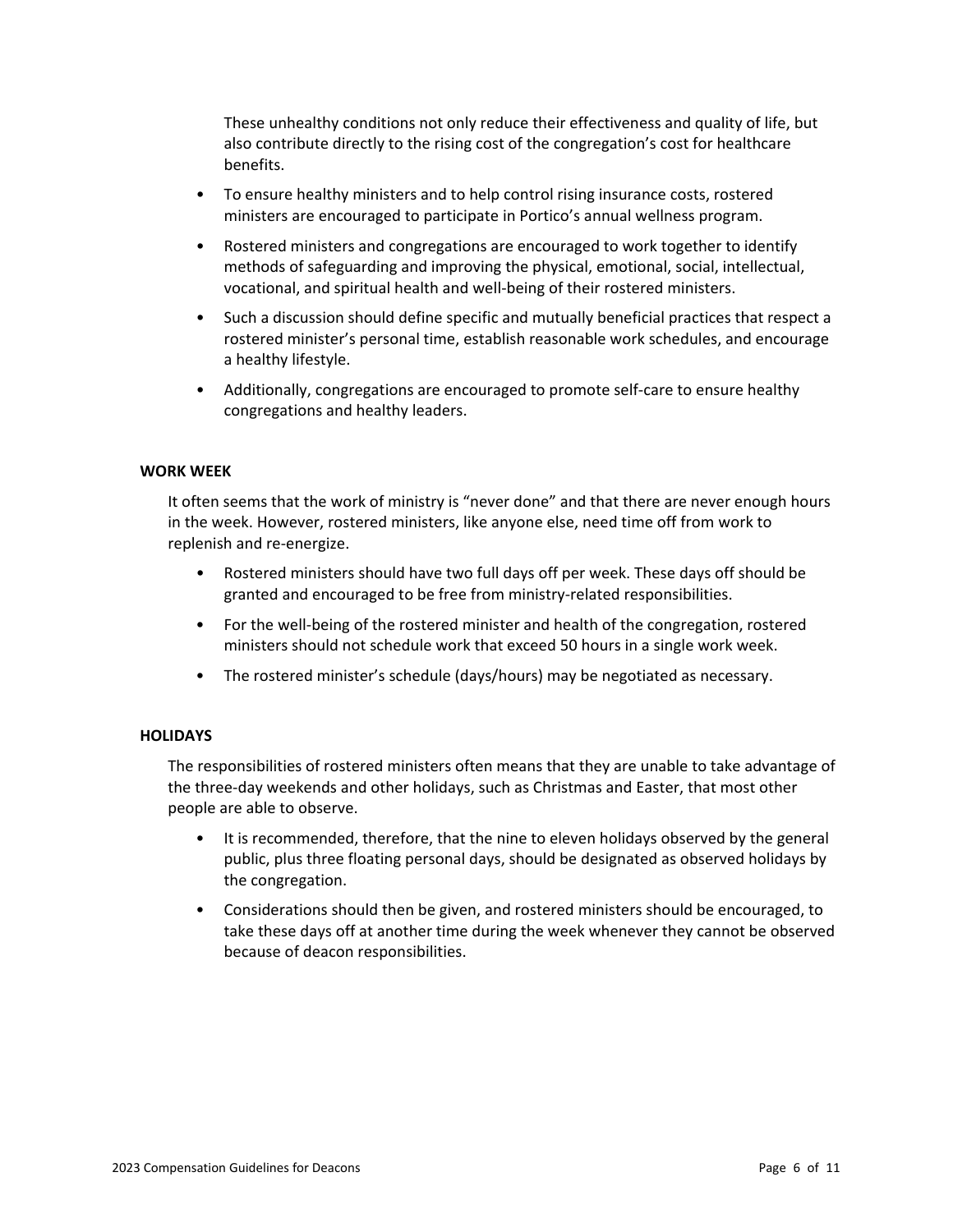These unhealthy conditions not only reduce their effectiveness and quality of life, but also contribute directly to the rising cost of the congregation's cost for healthcare benefits.

- To ensure healthy ministers and to help control rising insurance costs, rostered ministers are encouraged to participate in Portico's annual wellness program.
- Rostered ministers and congregations are encouraged to work together to identify methods of safeguarding and improving the physical, emotional, social, intellectual, vocational, and spiritual health and well-being of their rostered ministers.
- Such a discussion should define specific and mutually beneficial practices that respect a rostered minister's personal time, establish reasonable work schedules, and encourage a healthy lifestyle.
- Additionally, congregations are encouraged to promote self-care to ensure healthy congregations and healthy leaders.

**WORK WEEK**

It often seems that the work of ministry is "never done" and that there are never enough hours in the week. However, rostered ministers, like anyone else, need time off from work to replenish and re-energize.

- Rostered ministers should have two full days off per week. These days off should be granted and encouraged to be free from ministry-related responsibilities.
- For the well-being of the rostered minister and health of the congregation, rostered ministers should not schedule work that exceed 50 hours in a single work week.
- The rostered minister's schedule (days/hours) may be negotiated as necessary.

**HOLIDAYS**

The responsibilities of rostered ministers often means that they are unable to take advantage of the three-day weekends and other holidays, such as Christmas and Easter, that most other people are able to observe.

- It is recommended, therefore, that the nine to eleven holidays observed by the general public, plus three floating personal days, should be designated as observed holidays by the congregation.
- Considerations should then be given, and rostered ministers should be encouraged, to take these days off at another time during the week whenever they cannot be observed because of deacon responsibilities.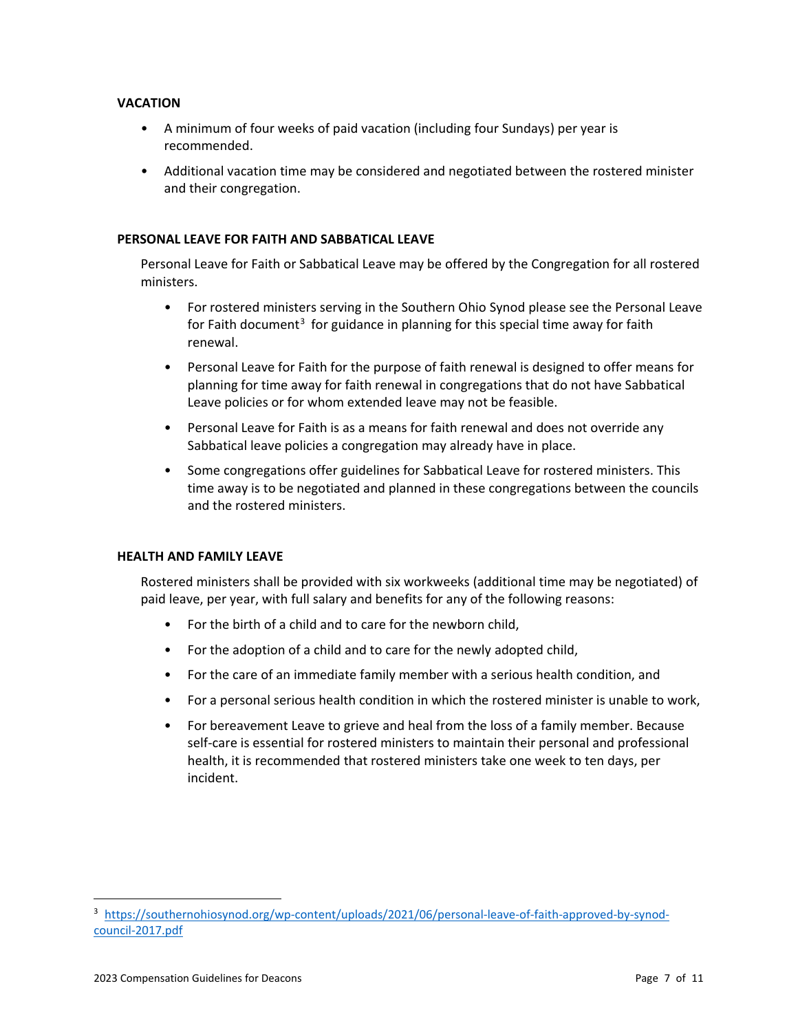### VACATION

- A minimum of four weeks of paid vacation (including four Sundays) per year is recommended.
- Additional vacation time may be considered and negotiated between the rostered minister and their congregation.

### PERSONAL LEAVE FOR FAITH AND SABBATICAL LEAVE

Personal Leave for Faith or Sabbatical Leave may be offered by the Congregation for all rostered ministers.

- For rostered ministers serving in the Southern Ohio Synod please see the Personal Leave for Faith document[3] for guidance in planning for this special time away for faith renewal.
- Personal Leave for Faith for the purpose of faith renewal is designed to offer means for planning for time away for faith renewal in congregations that do not have Sabbatical Leave policies or for whom extended leave may not be feasible.
- Personal Leave for Faith is as a means for faith renewal and does not override any Sabbatical leave policies a congregation may already have in place.
- Some congregations offer guidelines for Sabbatical Leave for rostered ministers. This time away is to be negotiated and planned in these congregations between the councils and the rostered ministers.

### HEALTH AND FAMILY LEAVE

Rostered ministers shall be provided with six workweeks (additional time may be negotiated) of paid leave, per year, with full salary and benefits for any of the following reasons:

- For the birth of a child and to care for the newborn child,
- For the adoption of a child and to care for the newly adopted child,
- For the care of an immediate family member with a serious health condition, and
- For a personal serious health condition in which the rostered minister is unable to work,
- For bereavement Leave to grieve and heal from the loss of a family member. Because self-care is essential for rostered ministers to maintain their personal and professional health, it is recommended that rostered ministers take one week to ten days, per incident.

---

[3] https://southernohiosynod.org/wp-content/uploads/2021/06/personal-leave-of-faith-approved-by-synod-council-2017.pdf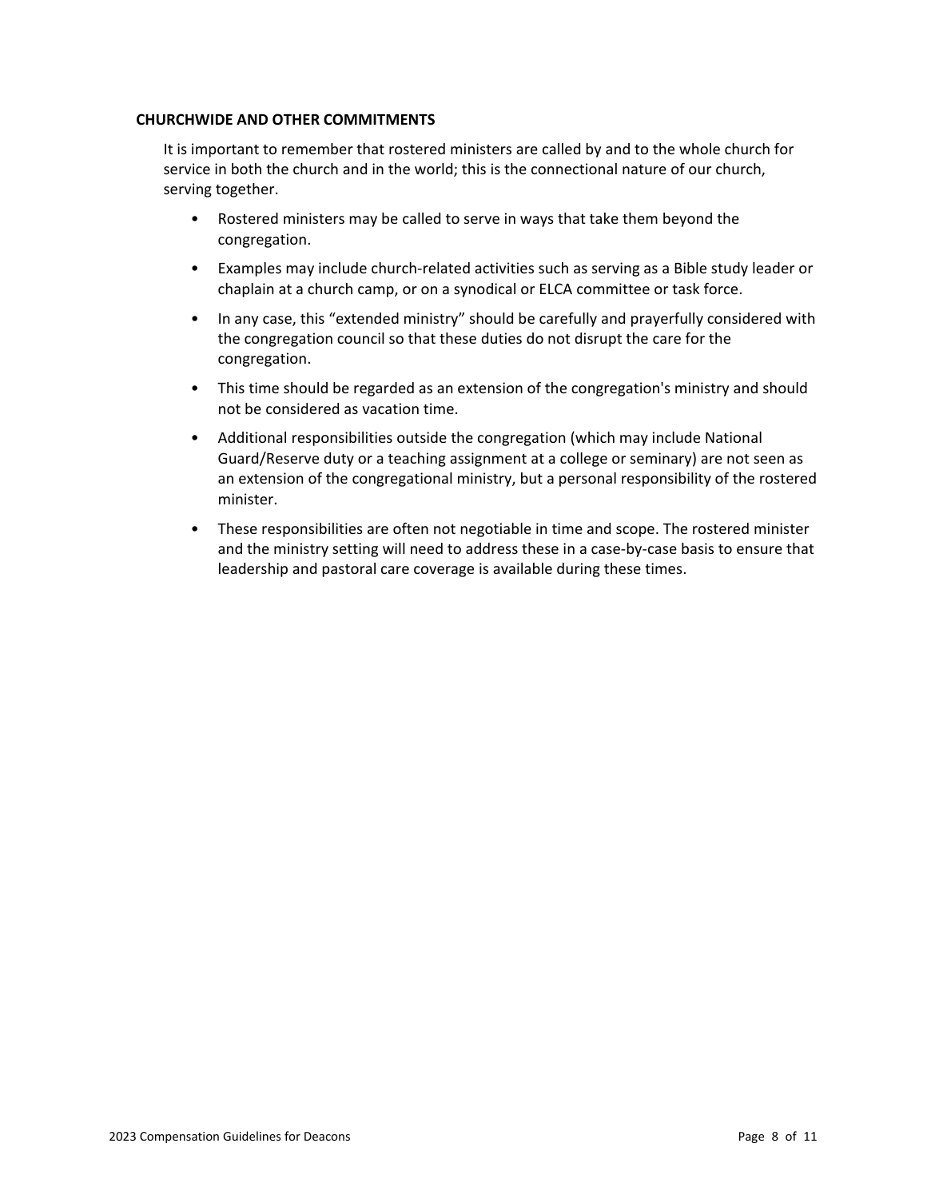## CHURCHWIDE AND OTHER COMMITMENTS

It is important to remember that rostered ministers are called by and to the whole church for service in both the church and in the world; this is the connectional nature of our church, serving together.

- Rostered ministers may be called to serve in ways that take them beyond the congregation.
- Examples may include church-related activities such as serving as a Bible study leader or chaplain at a church camp, or on a synodical or ELCA committee or task force.
- In any case, this "extended ministry" should be carefully and prayerfully considered with the congregation council so that these duties do not disrupt the care for the congregation.
- This time should be regarded as an extension of the congregation's ministry and should not be considered as vacation time.
- Additional responsibilities outside the congregation (which may include National Guard/Reserve duty or a teaching assignment at a college or seminary) are not seen as an extension of the congregational ministry, but a personal responsibility of the rostered minister.
- These responsibilities are often not negotiable in time and scope. The rostered minister and the ministry setting will need to address these in a case-by-case basis to ensure that leadership and pastoral care coverage is available during these times.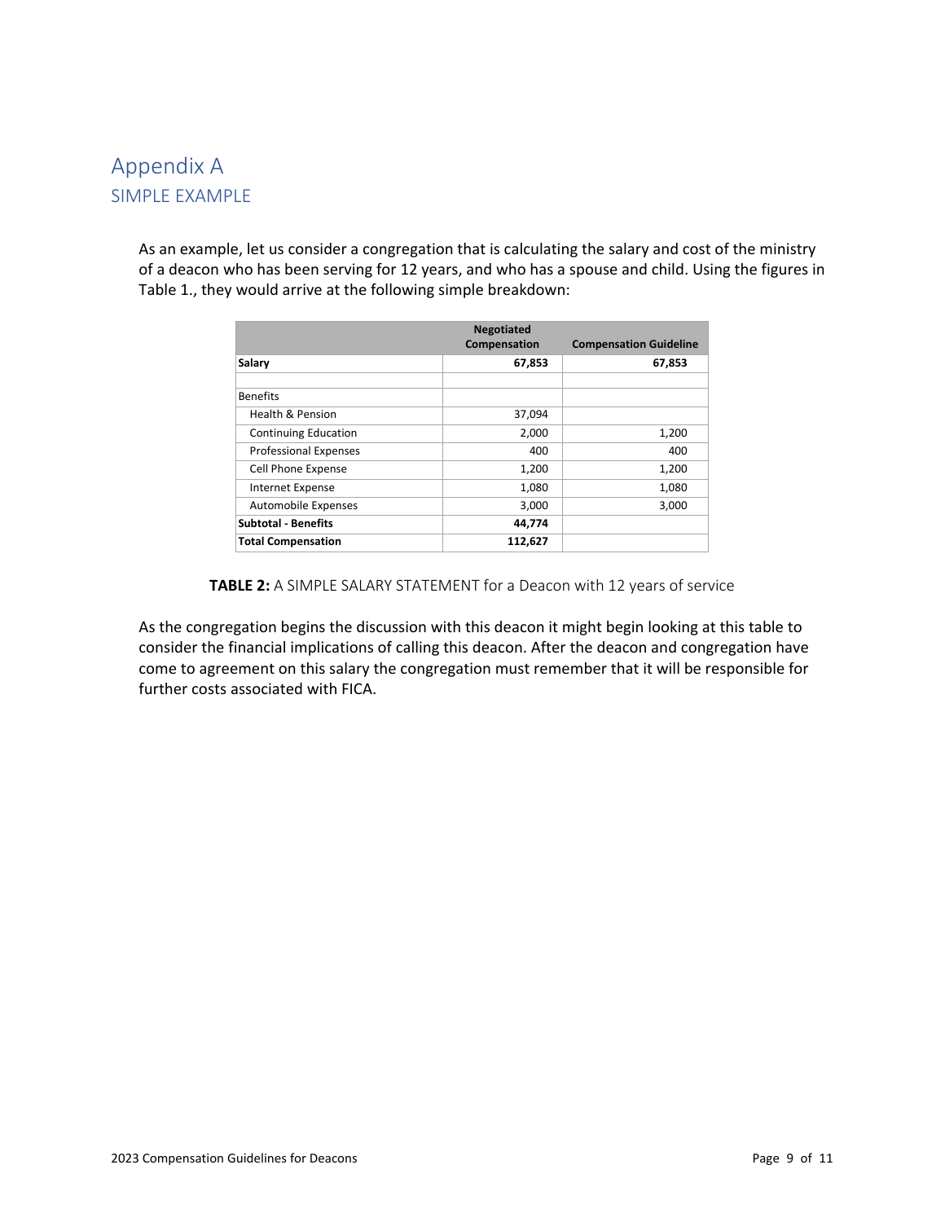# Appendix A

## SIMPLE EXAMPLE

As an example, let us consider a congregation that is calculating the salary and cost of the ministry of a deacon who has been serving for 12 years, and who has a spouse and child. Using the figures in Table 1., they would arrive at the following simple breakdown:

| | Negotiated Compensation | Compensation Guideline |
|---|---|---|
| **Salary** | **67,853** | **67,853** |
| | | |
| Benefits | | |
| Health & Pension | 37,094 | |
| Continuing Education | 2,000 | 1,200 |
| Professional Expenses | 400 | 400 |
| Cell Phone Expense | 1,200 | 1,200 |
| Internet Expense | 1,080 | 1,080 |
| Automobile Expenses | 3,000 | 3,000 |
| **Subtotal - Benefits** | **44,774** | |
| **Total Compensation** | **112,627** | |

**TABLE 2:** A SIMPLE SALARY STATEMENT for a Deacon with 12 years of service

As the congregation begins the discussion with this deacon it might begin looking at this table to consider the financial implications of calling this deacon. After the deacon and congregation have come to agreement on this salary the congregation must remember that it will be responsible for further costs associated with FICA.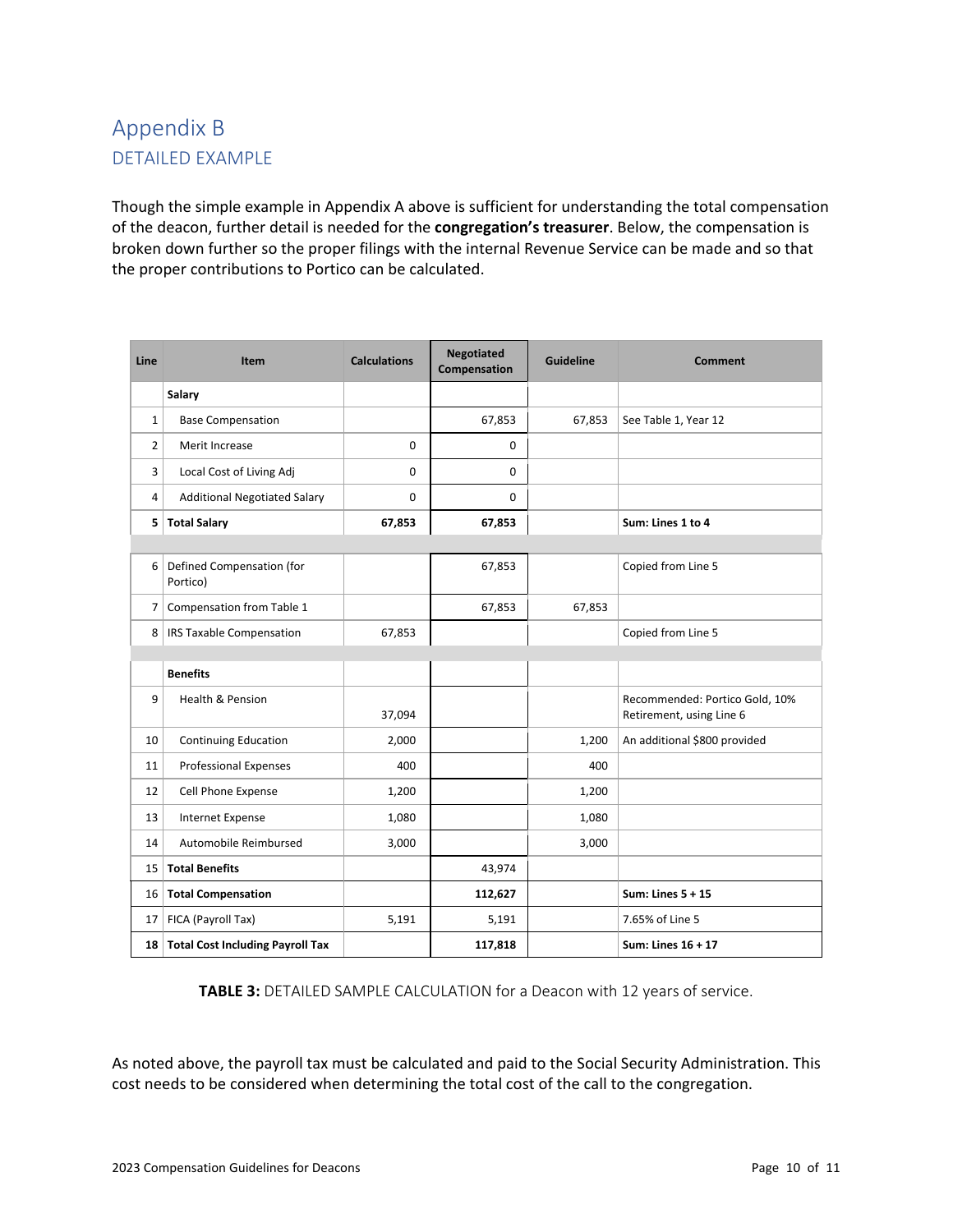# Appendix B

## DETAILED EXAMPLE

Though the simple example in Appendix A above is sufficient for understanding the total compensation of the deacon, further detail is needed for the **congregation's treasurer**. Below, the compensation is broken down further so the proper filings with the internal Revenue Service can be made and so that the proper contributions to Portico can be calculated.

| Line | Item | Calculations | Negotiated Compensation | Guideline | Comment |
|---|---|---|---|---|---|
| | **Salary** | | | | |
| 1 | Base Compensation | | 67,853 | 67,853 | See Table 1, Year 12 |
| 2 | Merit Increase | 0 | 0 | | |
| 3 | Local Cost of Living Adj | 0 | 0 | | |
| 4 | Additional Negotiated Salary | 0 | 0 | | |
| **5** | **Total Salary** | **67,853** | **67,853** | | **Sum: Lines 1 to 4** |
| | | | | | |
| 6 | Defined Compensation (for Portico) | | 67,853 | | Copied from Line 5 |
| 7 | Compensation from Table 1 | | 67,853 | 67,853 | |
| 8 | IRS Taxable Compensation | 67,853 | | | Copied from Line 5 |
| | | | | | |
| | **Benefits** | | | | |
| 9 | Health & Pension | 37,094 | | | Recommended: Portico Gold, 10% Retirement, using Line 6 |
| 10 | Continuing Education | 2,000 | | 1,200 | An additional $800 provided |
| 11 | Professional Expenses | 400 | | 400 | |
| 12 | Cell Phone Expense | 1,200 | | 1,200 | |
| 13 | Internet Expense | 1,080 | | 1,080 | |
| 14 | Automobile Reimbursed | 3,000 | | 3,000 | |
| 15 | **Total Benefits** | | 43,974 | | |
| 16 | **Total Compensation** | | **112,627** | | **Sum: Lines 5 + 15** |
| 17 | FICA (Payroll Tax) | 5,191 | 5,191 | | 7.65% of Line 5 |
| **18** | **Total Cost Including Payroll Tax** | | **117,818** | | **Sum: Lines 16 + 17** |

**TABLE 3:** DETAILED SAMPLE CALCULATION for a Deacon with 12 years of service.

As noted above, the payroll tax must be calculated and paid to the Social Security Administration. This cost needs to be considered when determining the total cost of the call to the congregation.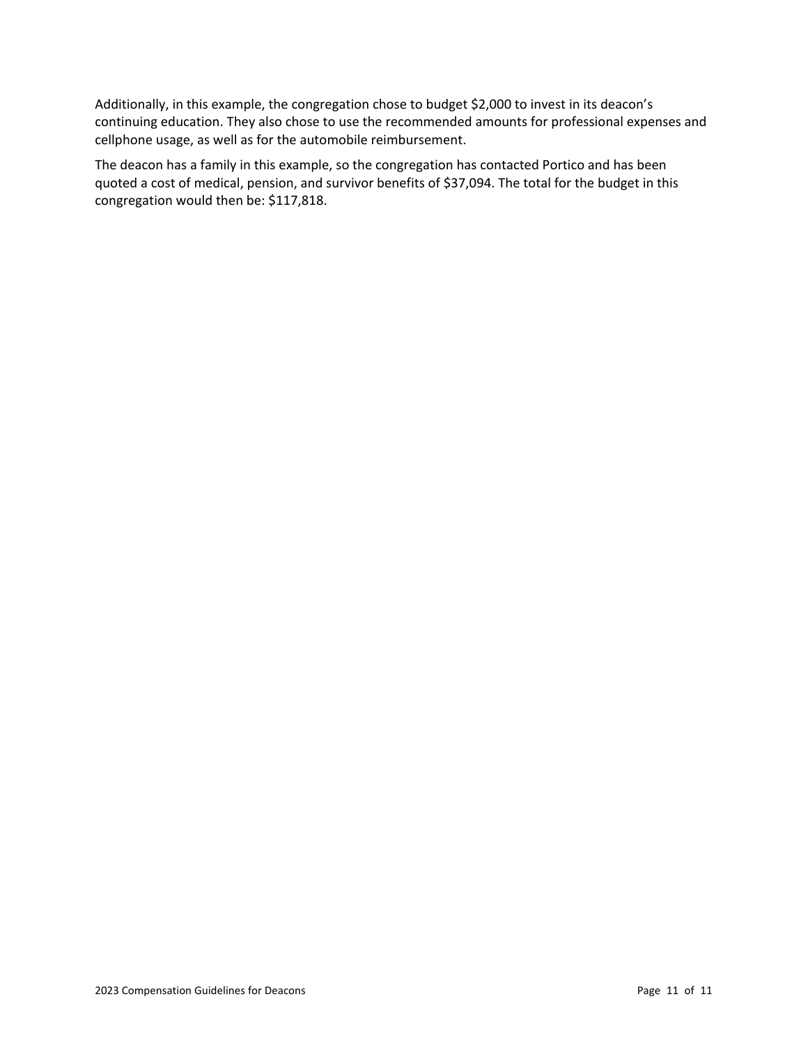Additionally, in this example, the congregation chose to budget $2,000 to invest in its deacon's continuing education. They also chose to use the recommended amounts for professional expenses and cellphone usage, as well as for the automobile reimbursement.

The deacon has a family in this example, so the congregation has contacted Portico and has been quoted a cost of medical, pension, and survivor benefits of $37,094. The total for the budget in this congregation would then be: $117,818.